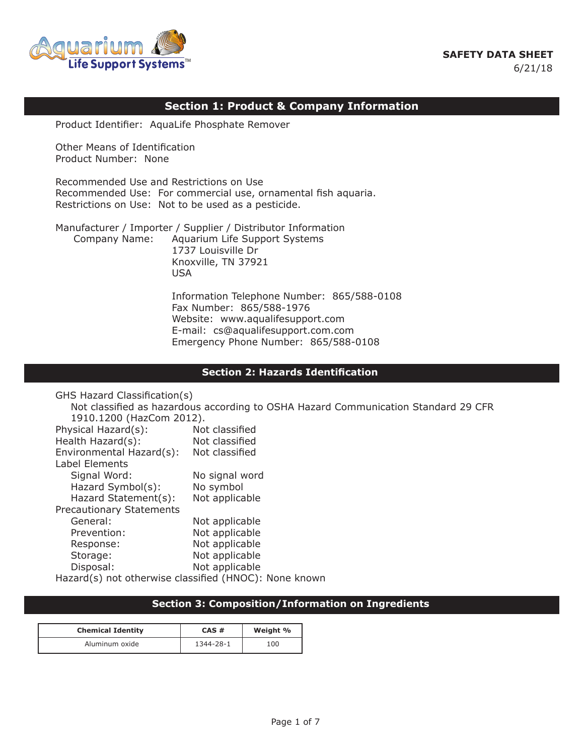**SAFETY DATA SHEET**
6/21/18

## Section 1: Product & Company Information

Product Identifier: AquaLife Phosphate Remover

Other Means of Identification
Product Number: None

Recommended Use and Restrictions on Use
Recommended Use: For commercial use, ornamental fish aquaria.
Restrictions on Use: Not to be used as a pesticide.

Manufacturer / Importer / Supplier / Distributor Information
Company Name: Aquarium Life Support Systems
1737 Louisville Dr
Knoxville, TN 37921
USA

Information Telephone Number: 865/588-0108
Fax Number: 865/588-1976
Website: www.aqualifesupport.com
E-mail: cs@aqualifesupport.com.com
Emergency Phone Number: 865/588-0108

## Section 2: Hazards Identification

GHS Hazard Classification(s)
Not classified as hazardous according to OSHA Hazard Communication Standard 29 CFR 1910.1200 (HazCom 2012).

Physical Hazard(s): Not classified
Health Hazard(s): Not classified
Environmental Hazard(s): Not classified

Label Elements
- Signal Word: No signal word
- Hazard Symbol(s): No symbol
- Hazard Statement(s): Not applicable

Precautionary Statements
- General: Not applicable
- Prevention: Not applicable
- Response: Not applicable
- Storage: Not applicable
- Disposal: Not applicable

Hazard(s) not otherwise classified (HNOC): None known

## Section 3: Composition/Information on Ingredients

| Chemical Identity | CAS # | Weight % |
|---|---|---|
| Aluminum oxide | 1344-28-1 | 100 |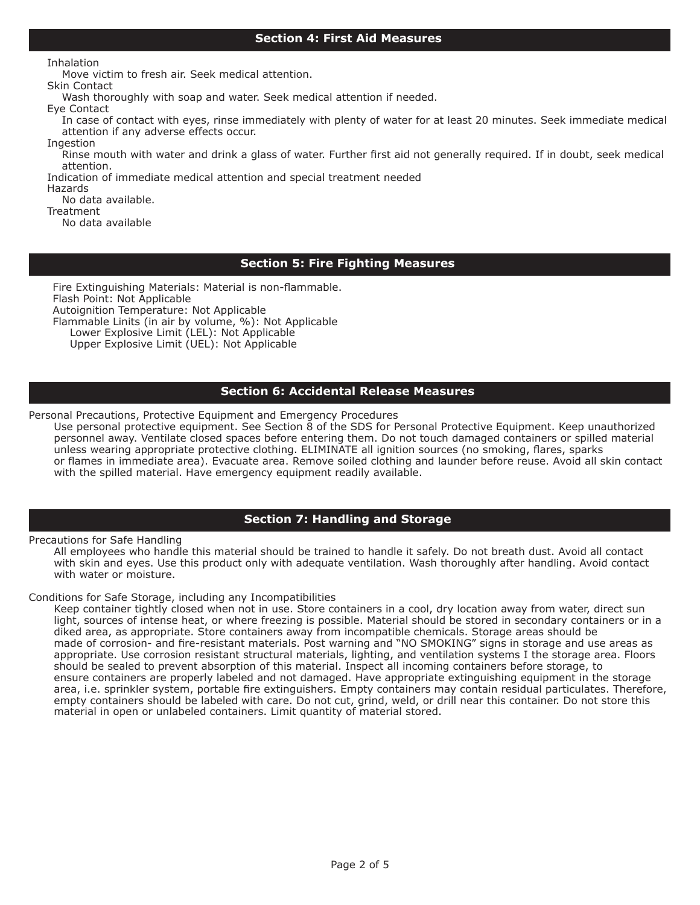## Section 4: First Aid Measures

Inhalation

Move victim to fresh air. Seek medical attention.

Skin Contact

Wash thoroughly with soap and water. Seek medical attention if needed.

Eye Contact

In case of contact with eyes, rinse immediately with plenty of water for at least 20 minutes. Seek immediate medical attention if any adverse effects occur.

Ingestion

Rinse mouth with water and drink a glass of water. Further first aid not generally required. If in doubt, seek medical attention.

Indication of immediate medical attention and special treatment needed

Hazards

No data available.

Treatment

No data available

## Section 5: Fire Fighting Measures

Fire Extinguishing Materials: Material is non-flammable.
Flash Point: Not Applicable
Autoignition Temperature: Not Applicable
Flammable Limits (in air by volume, %): Not Applicable
Lower Explosive Limit (LEL): Not Applicable
Upper Explosive Limit (UEL): Not Applicable

## Section 6: Accidental Release Measures

Personal Precautions, Protective Equipment and Emergency Procedures

Use personal protective equipment. See Section 8 of the SDS for Personal Protective Equipment. Keep unauthorized personnel away. Ventilate closed spaces before entering them. Do not touch damaged containers or spilled material unless wearing appropriate protective clothing. ELIMINATE all ignition sources (no smoking, flares, sparks or flames in immediate area). Evacuate area. Remove soiled clothing and launder before reuse. Avoid all skin contact with the spilled material. Have emergency equipment readily available.

## Section 7: Handling and Storage

Precautions for Safe Handling

All employees who handle this material should be trained to handle it safely. Do not breath dust. Avoid all contact with skin and eyes. Use this product only with adequate ventilation. Wash thoroughly after handling. Avoid contact with water or moisture.

Conditions for Safe Storage, including any Incompatibilities

Keep container tightly closed when not in use. Store containers in a cool, dry location away from water, direct sun light, sources of intense heat, or where freezing is possible. Material should be stored in secondary containers or in a diked area, as appropriate. Store containers away from incompatible chemicals. Storage areas should be made of corrosion- and fire-resistant materials. Post warning and "NO SMOKING" signs in storage and use areas as appropriate. Use corrosion resistant structural materials, lighting, and ventilation systems I the storage area. Floors should be sealed to prevent absorption of this material. Inspect all incoming containers before storage, to ensure containers are properly labeled and not damaged. Have appropriate extinguishing equipment in the storage area, i.e. sprinkler system, portable fire extinguishers. Empty containers may contain residual particulates. Therefore, empty containers should be labeled with care. Do not cut, grind, weld, or drill near this container. Do not store this material in open or unlabeled containers. Limit quantity of material stored.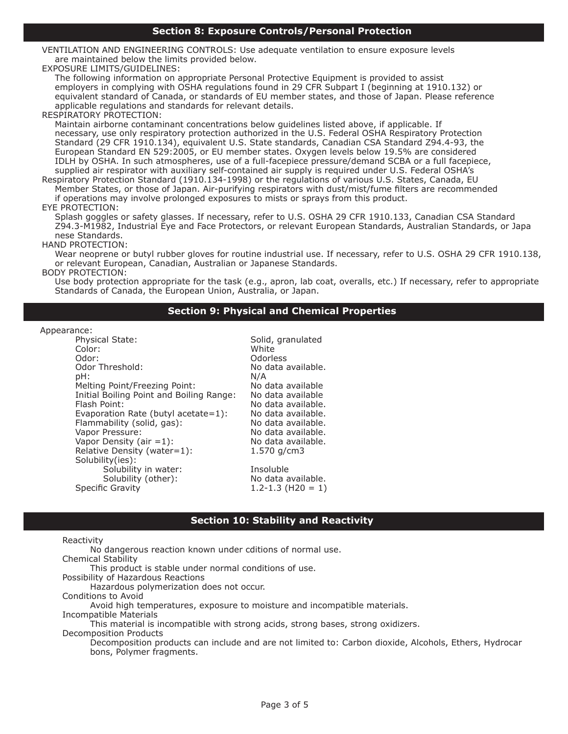## Section 8: Exposure Controls/Personal Protection

VENTILATION AND ENGINEERING CONTROLS: Use adequate ventilation to ensure exposure levels are maintained below the limits provided below.

EXPOSURE LIMITS/GUIDELINES:

The following information on appropriate Personal Protective Equipment is provided to assist employers in complying with OSHA regulations found in 29 CFR Subpart I (beginning at 1910.132) or equivalent standard of Canada, or standards of EU member states, and those of Japan. Please reference applicable regulations and standards for relevant details.

RESPIRATORY PROTECTION:

Maintain airborne contaminant concentrations below guidelines listed above, if applicable. If necessary, use only respiratory protection authorized in the U.S. Federal OSHA Respiratory Protection Standard (29 CFR 1910.134), equivalent U.S. State standards, Canadian CSA Standard Z94.4-93, the European Standard EN 529:2005, or EU member states. Oxygen levels below 19.5% are considered IDLH by OSHA. In such atmospheres, use of a full-facepiece pressure/demand SCBA or a full facepiece, supplied air respirator with auxiliary self-contained air supply is required under U.S. Federal OSHA's Respiratory Protection Standard (1910.134-1998) or the regulations of various U.S. States, Canada, EU Member States, or those of Japan. Air-purifying respirators with dust/mist/fume filters are recommended if operations may involve prolonged exposures to mists or sprays from this product.

EYE PROTECTION:

Splash goggles or safety glasses. If necessary, refer to U.S. OSHA 29 CFR 1910.133, Canadian CSA Standard Z94.3-M1982, Industrial Eye and Face Protectors, or relevant European Standards, Australian Standards, or Japanese Standards.

HAND PROTECTION:

Wear neoprene or butyl rubber gloves for routine industrial use. If necessary, refer to U.S. OSHA 29 CFR 1910.138, or relevant European, Canadian, Australian or Japanese Standards.

BODY PROTECTION:

Use body protection appropriate for the task (e.g., apron, lab coat, overalls, etc.) If necessary, refer to appropriate Standards of Canada, the European Union, Australia, or Japan.

## Section 9: Physical and Chemical Properties

Appearance:

| | |
|---|---|
| Physical State: | Solid, granulated |
| Color: | White |
| Odor: | Odorless |
| Odor Threshold: | No data available. |
| pH: | N/A |
| Melting Point/Freezing Point: | No data available |
| Initial Boiling Point and Boiling Range: | No data available |
| Flash Point: | No data available. |
| Evaporation Rate (butyl acetate=1): | No data available. |
| Flammability (solid, gas): | No data available. |
| Vapor Pressure: | No data available. |
| Vapor Density (air =1): | No data available. |
| Relative Density (water=1): | 1.570 g/cm3 |
| Solubility(ies): | |
| Solubility in water: | Insoluble |
| Solubility (other): | No data available. |
| Specific Gravity | 1.2-1.3 ($H_2O$ = 1) |

## Section 10: Stability and Reactivity

Reactivity

No dangerous reaction known under cditions of normal use.

Chemical Stability

This product is stable under normal conditions of use.

Possibility of Hazardous Reactions

Hazardous polymerization does not occur.

Conditions to Avoid

Avoid high temperatures, exposure to moisture and incompatible materials.

Incompatible Materials

This material is incompatible with strong acids, strong bases, strong oxidizers.

Decomposition Products

Decomposition products can include and are not limited to: Carbon dioxide, Alcohols, Ethers, Hydrocarbons, Polymer fragments.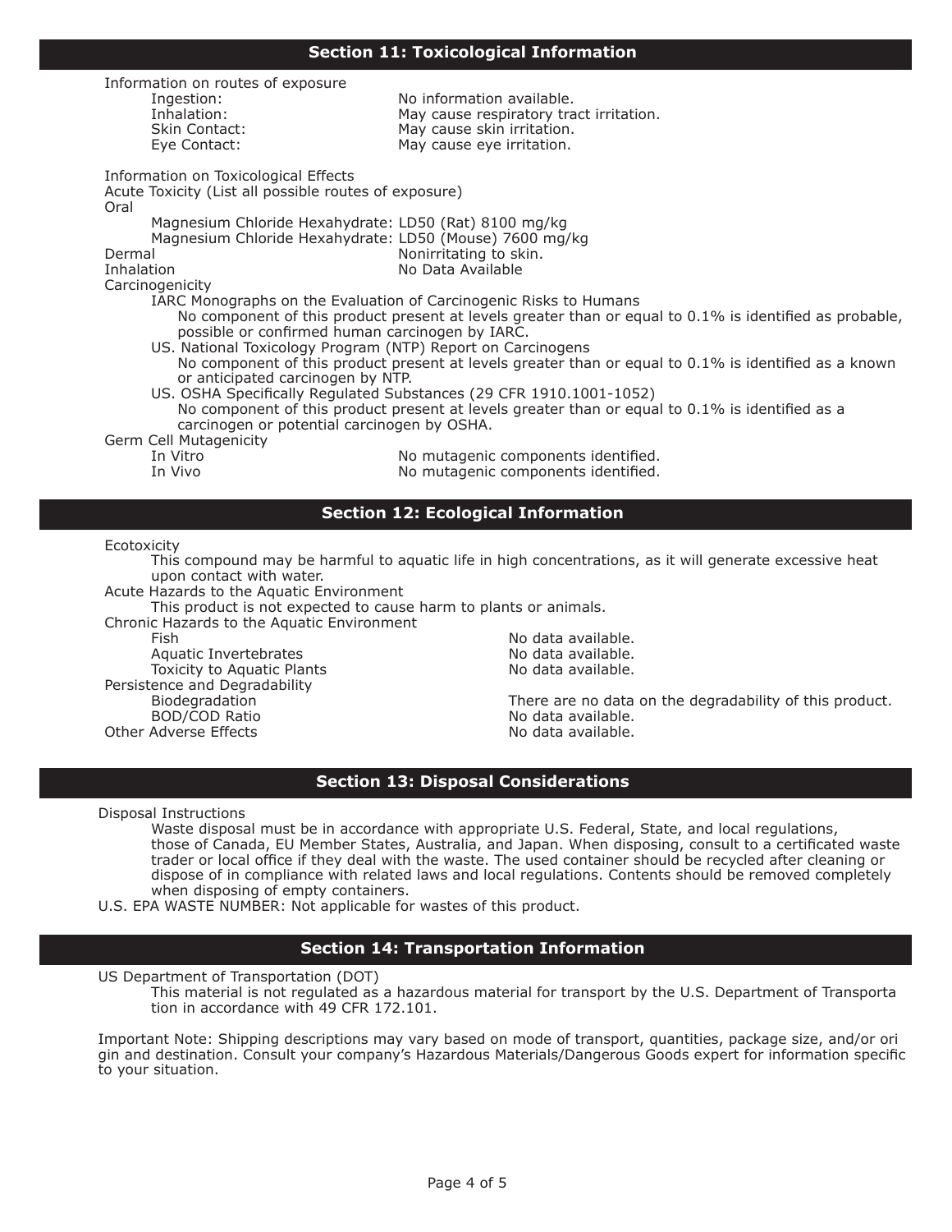## Section 11: Toxicological Information

Information on routes of exposure

| | |
|---|---|
| Ingestion: | No information available. |
| Inhalation: | May cause respiratory tract irritation. |
| Skin Contact: | May cause skin irritation. |
| Eye Contact: | May cause eye irritation. |

Information on Toxicological Effects

Acute Toxicity (List all possible routes of exposure)

Oral

Magnesium Chloride Hexahydrate: LD50 (Rat) 8100 mg/kg

Magnesium Chloride Hexahydrate: LD50 (Mouse) 7600 mg/kg

| | |
|---|---|
| Dermal | Nonirritating to skin. |
| Inhalation | No Data Available |

Carcinogenicity

IARC Monographs on the Evaluation of Carcinogenic Risks to Humans

No component of this product present at levels greater than or equal to 0.1% is identified as probable, possible or confirmed human carcinogen by IARC.

US. National Toxicology Program (NTP) Report on Carcinogens

No component of this product present at levels greater than or equal to 0.1% is identified as a known or anticipated carcinogen by NTP.

US. OSHA Specifically Regulated Substances (29 CFR 1910.1001-1052)

No component of this product present at levels greater than or equal to 0.1% is identified as a carcinogen or potential carcinogen by OSHA.

Germ Cell Mutagenicity

| | |
|---|---|
| In Vitro | No mutagenic components identified. |
| In Vivo | No mutagenic components identified. |

## Section 12: Ecological Information

Ecotoxicity

This compound may be harmful to aquatic life in high concentrations, as it will generate excessive heat upon contact with water.

Acute Hazards to the Aquatic Environment

This product is not expected to cause harm to plants or animals.

Chronic Hazards to the Aquatic Environment

| | |
|---|---|
| Fish | No data available. |
| Aquatic Invertebrates | No data available. |
| Toxicity to Aquatic Plants | No data available. |

Persistence and Degradability

| | |
|---|---|
| Biodegradation | There are no data on the degradability of this product. |
| BOD/COD Ratio | No data available. |
| Other Adverse Effects | No data available. |

## Section 13: Disposal Considerations

Disposal Instructions

Waste disposal must be in accordance with appropriate U.S. Federal, State, and local regulations, those of Canada, EU Member States, Australia, and Japan. When disposing, consult to a certificated waste trader or local office if they deal with the waste. The used container should be recycled after cleaning or dispose of in compliance with related laws and local regulations. Contents should be removed completely when disposing of empty containers.

U.S. EPA WASTE NUMBER: Not applicable for wastes of this product.

## Section 14: Transportation Information

US Department of Transportation (DOT)

This material is not regulated as a hazardous material for transport by the U.S. Department of Transportation in accordance with 49 CFR 172.101.

Important Note: Shipping descriptions may vary based on mode of transport, quantities, package size, and/or origin and destination. Consult your company's Hazardous Materials/Dangerous Goods expert for information specific to your situation.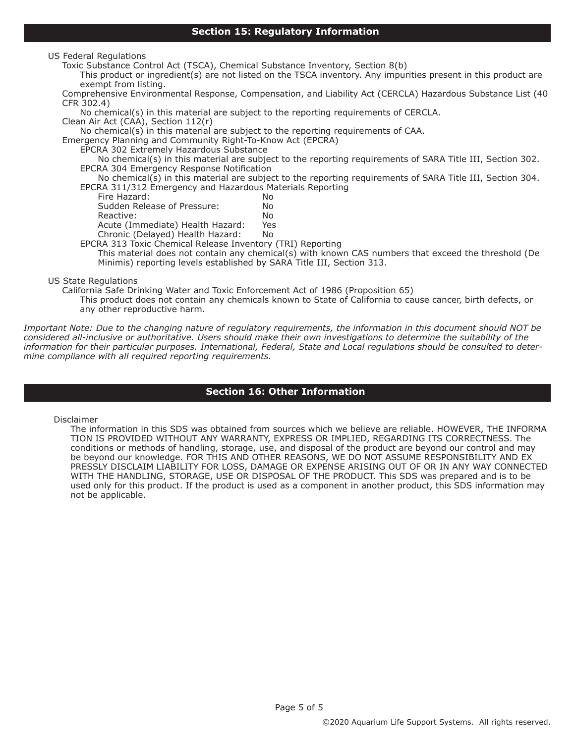## Section 15: Regulatory Information

US Federal Regulations

Toxic Substance Control Act (TSCA), Chemical Substance Inventory, Section 8(b)

This product or ingredient(s) are not listed on the TSCA inventory. Any impurities present in this product are exempt from listing.

Comprehensive Environmental Response, Compensation, and Liability Act (CERCLA) Hazardous Substance List (40 CFR 302.4)

No chemical(s) in this material are subject to the reporting requirements of CERCLA.

Clean Air Act (CAA), Section 112(r)

No chemical(s) in this material are subject to the reporting requirements of CAA.

Emergency Planning and Community Right-To-Know Act (EPCRA)

EPCRA 302 Extremely Hazardous Substance

No chemical(s) in this material are subject to the reporting requirements of SARA Title III, Section 302.

EPCRA 304 Emergency Response Notification

No chemical(s) in this material are subject to the reporting requirements of SARA Title III, Section 304.

EPCRA 311/312 Emergency and Hazardous Materials Reporting

| | |
|---|---|
| Fire Hazard: | No |
| Sudden Release of Pressure: | No |
| Reactive: | No |
| Acute (Immediate) Health Hazard: | Yes |
| Chronic (Delayed) Health Hazard: | No |

EPCRA 313 Toxic Chemical Release Inventory (TRI) Reporting

This material does not contain any chemical(s) with known CAS numbers that exceed the threshold (De Minimis) reporting levels established by SARA Title III, Section 313.

US State Regulations

California Safe Drinking Water and Toxic Enforcement Act of 1986 (Proposition 65)

This product does not contain any chemicals known to State of California to cause cancer, birth defects, or any other reproductive harm.

*Important Note: Due to the changing nature of regulatory requirements, the information in this document should NOT be considered all-inclusive or authoritative. Users should make their own investigations to determine the suitability of the information for their particular purposes. International, Federal, State and Local regulations should be consulted to determine compliance with all required reporting requirements.*

## Section 16: Other Information

Disclaimer

The information in this SDS was obtained from sources which we believe are reliable. HOWEVER, THE INFORMATION IS PROVIDED WITHOUT ANY WARRANTY, EXPRESS OR IMPLIED, REGARDING ITS CORRECTNESS. The conditions or methods of handling, storage, use, and disposal of the product are beyond our control and may be beyond our knowledge. FOR THIS AND OTHER REASONS, WE DO NOT ASSUME RESPONSIBILITY AND EXPRESSLY DISCLAIM LIABILITY FOR LOSS, DAMAGE OR EXPENSE ARISING OUT OF OR IN ANY WAY CONNECTED WITH THE HANDLING, STORAGE, USE OR DISPOSAL OF THE PRODUCT. This SDS was prepared and is to be used only for this product. If the product is used as a component in another product, this SDS information may not be applicable.

©2020 Aquarium Life Support Systems. All rights reserved.